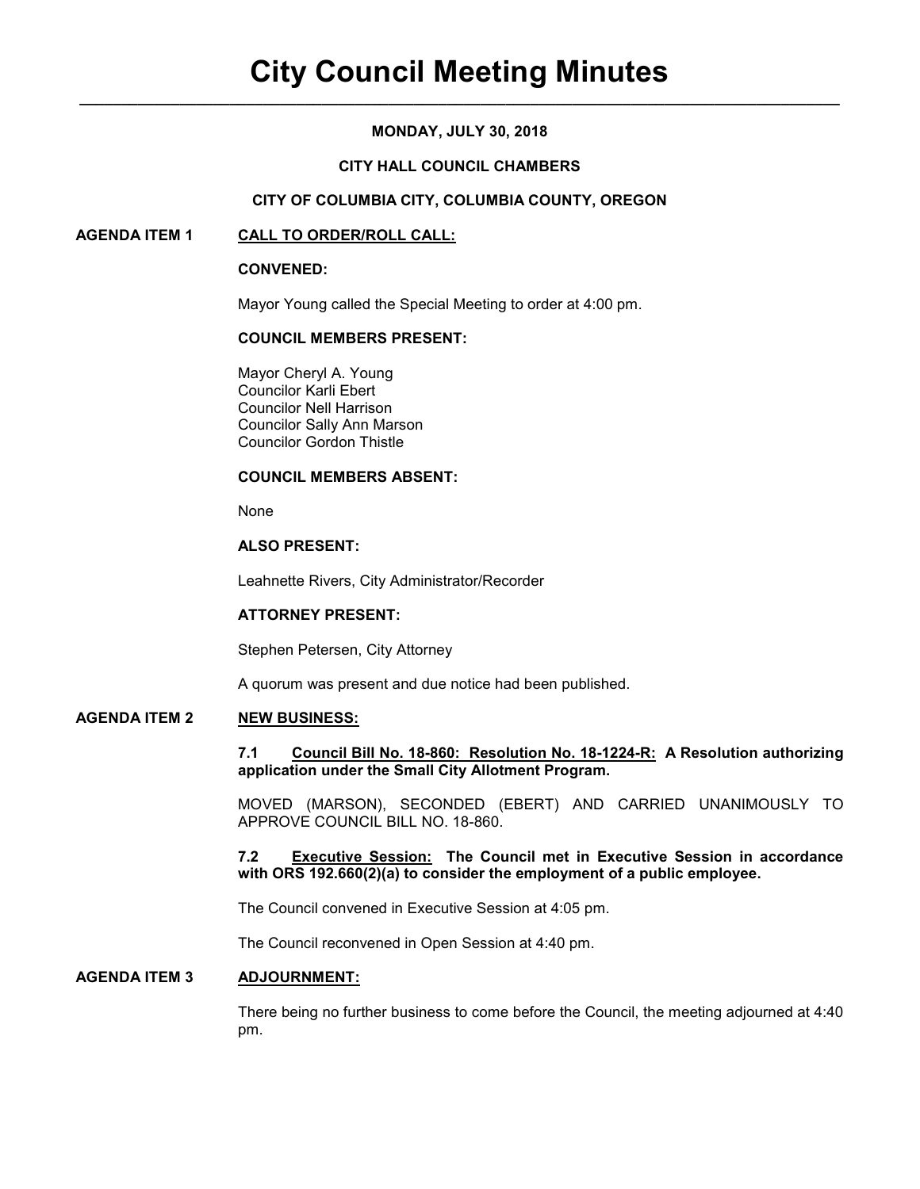# City Council Meeting Minutes

**MONDAY, JULY 30, 2018**

**CITY HALL COUNCIL CHAMBERS**

**CITY OF COLUMBIA CITY, COLUMBIA COUNTY, OREGON**

## AGENDA ITEM 1 CALL TO ORDER/ROLL CALL:

**CONVENED:**

Mayor Young called the Special Meeting to order at 4:00 pm.

**COUNCIL MEMBERS PRESENT:**

Mayor Cheryl A. Young
Councilor Karli Ebert
Councilor Nell Harrison
Councilor Sally Ann Marson
Councilor Gordon Thistle

**COUNCIL MEMBERS ABSENT:**

None

**ALSO PRESENT:**

Leahnette Rivers, City Administrator/Recorder

**ATTORNEY PRESENT:**

Stephen Petersen, City Attorney

A quorum was present and due notice had been published.

## AGENDA ITEM 2 NEW BUSINESS:

**7.1 Council Bill No. 18-860: Resolution No. 18-1224-R: A Resolution authorizing application under the Small City Allotment Program.**

MOVED (MARSON), SECONDED (EBERT) AND CARRIED UNANIMOUSLY TO APPROVE COUNCIL BILL NO. 18-860.

**7.2 Executive Session: The Council met in Executive Session in accordance with ORS 192.660(2)(a) to consider the employment of a public employee.**

The Council convened in Executive Session at 4:05 pm.

The Council reconvened in Open Session at 4:40 pm.

## AGENDA ITEM 3 ADJOURNMENT:

There being no further business to come before the Council, the meeting adjourned at 4:40 pm.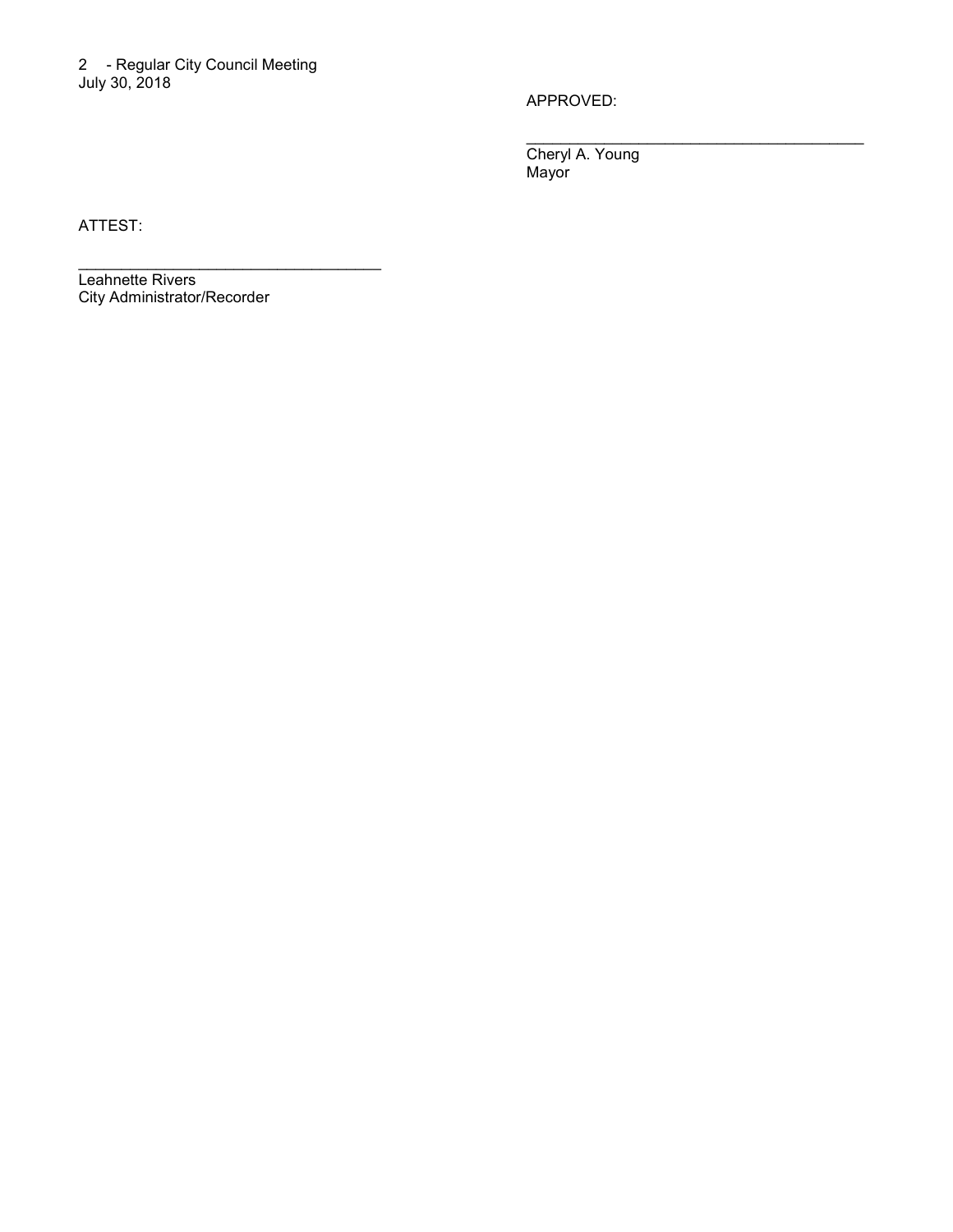APPROVED:

\_\_\_\_\_\_\_\_\_\_\_\_\_\_\_\_\_\_\_\_\_\_\_\_\_\_\_\_\_\_\_\_\_\_\_\_\_\_\_\_\_

Cheryl A. Young
Mayor

ATTEST:

\_\_\_\_\_\_\_\_\_\_\_\_\_\_\_\_\_\_\_\_\_\_\_\_\_\_\_\_\_\_\_\_\_\_\_\_\_

Leahnette Rivers
City Administrator/Recorder